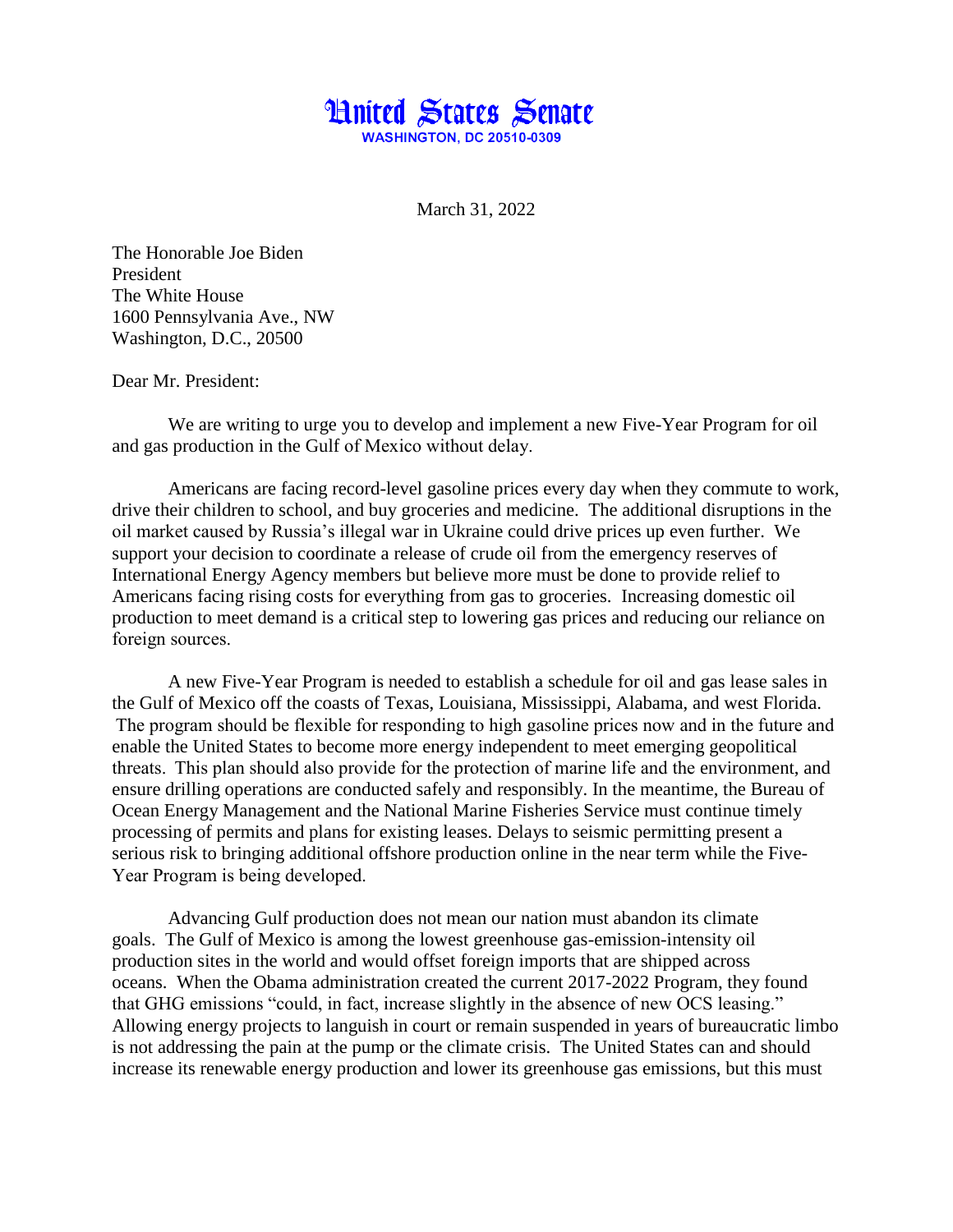# United States Senate

**WASHINGTON, DC 20510-0309**

March 31, 2022

The Honorable Joe Biden
President
The White House
1600 Pennsylvania Ave., NW
Washington, D.C., 20500

Dear Mr. President:

We are writing to urge you to develop and implement a new Five-Year Program for oil and gas production in the Gulf of Mexico without delay.

Americans are facing record-level gasoline prices every day when they commute to work, drive their children to school, and buy groceries and medicine. The additional disruptions in the oil market caused by Russia's illegal war in Ukraine could drive prices up even further. We support your decision to coordinate a release of crude oil from the emergency reserves of International Energy Agency members but believe more must be done to provide relief to Americans facing rising costs for everything from gas to groceries. Increasing domestic oil production to meet demand is a critical step to lowering gas prices and reducing our reliance on foreign sources.

A new Five-Year Program is needed to establish a schedule for oil and gas lease sales in the Gulf of Mexico off the coasts of Texas, Louisiana, Mississippi, Alabama, and west Florida. The program should be flexible for responding to high gasoline prices now and in the future and enable the United States to become more energy independent to meet emerging geopolitical threats. This plan should also provide for the protection of marine life and the environment, and ensure drilling operations are conducted safely and responsibly. In the meantime, the Bureau of Ocean Energy Management and the National Marine Fisheries Service must continue timely processing of permits and plans for existing leases. Delays to seismic permitting present a serious risk to bringing additional offshore production online in the near term while the Five-Year Program is being developed.

Advancing Gulf production does not mean our nation must abandon its climate goals. The Gulf of Mexico is among the lowest greenhouse gas-emission-intensity oil production sites in the world and would offset foreign imports that are shipped across oceans. When the Obama administration created the current 2017-2022 Program, they found that GHG emissions "could, in fact, increase slightly in the absence of new OCS leasing." Allowing energy projects to languish in court or remain suspended in years of bureaucratic limbo is not addressing the pain at the pump or the climate crisis. The United States can and should increase its renewable energy production and lower its greenhouse gas emissions, but this must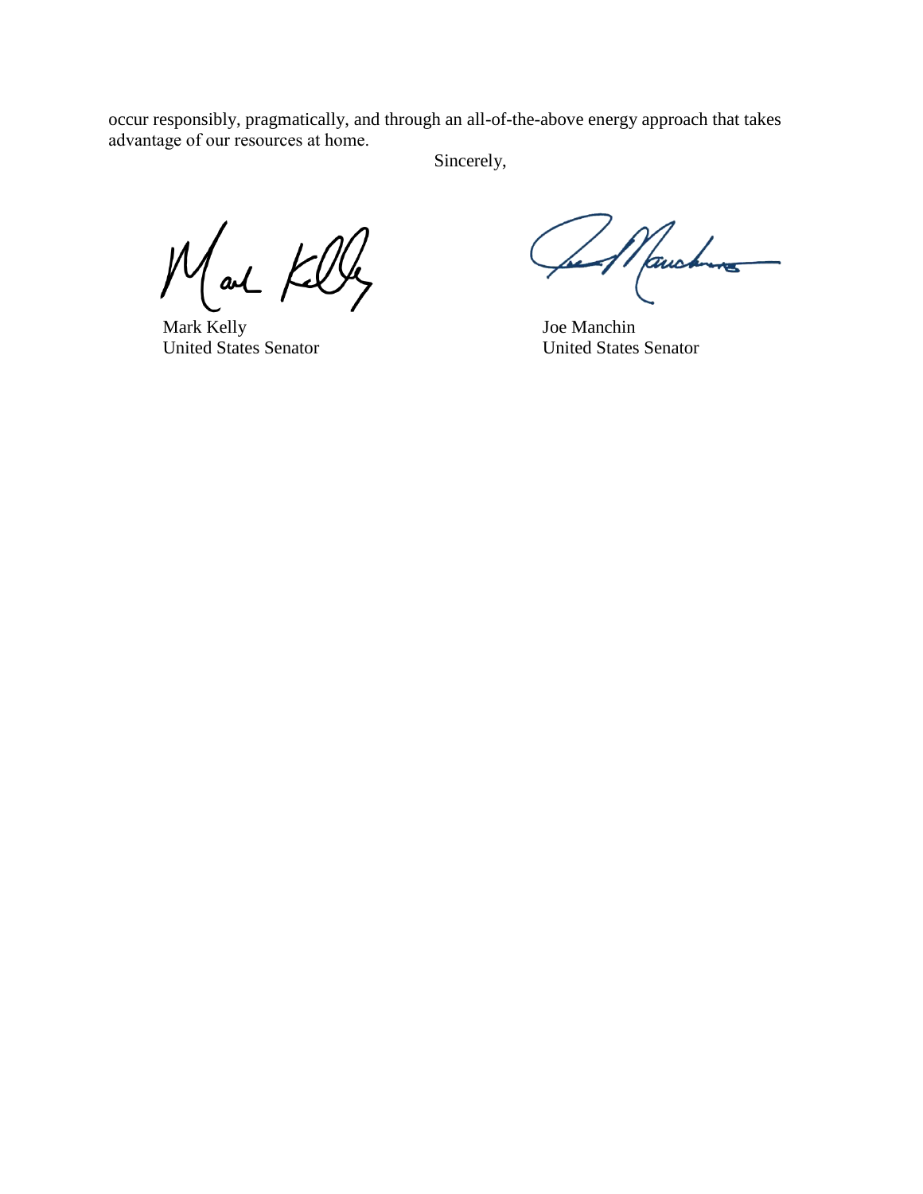occur responsibly, pragmatically, and through an all-of-the-above energy approach that takes advantage of our resources at home.

Sincerely,

Mark Kelly
United States Senator

Joe Manchin
United States Senator